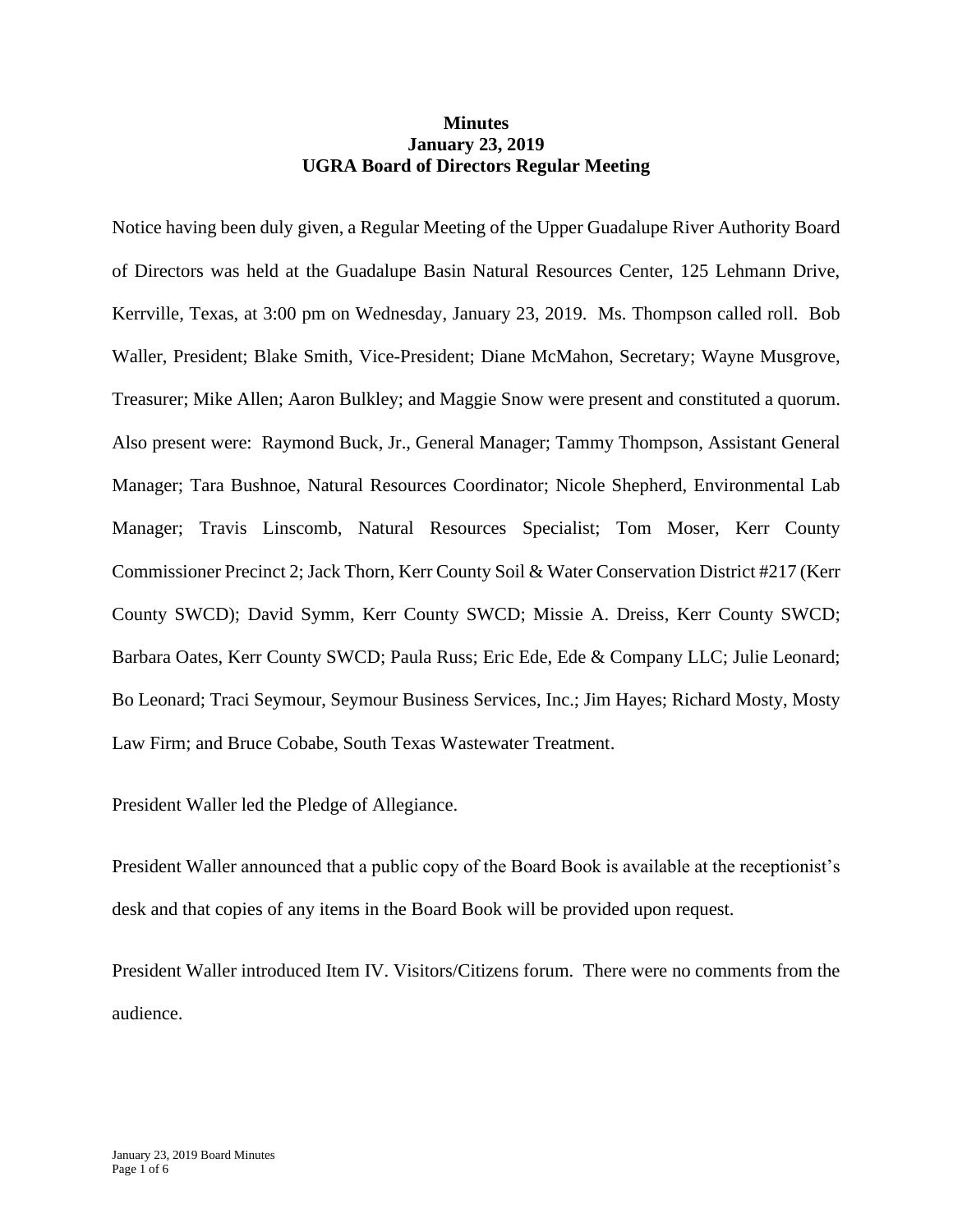**Minutes**
**January 23, 2019**
**UGRA Board of Directors Regular Meeting**

Notice having been duly given, a Regular Meeting of the Upper Guadalupe River Authority Board of Directors was held at the Guadalupe Basin Natural Resources Center, 125 Lehmann Drive, Kerrville, Texas, at 3:00 pm on Wednesday, January 23, 2019. Ms. Thompson called roll. Bob Waller, President; Blake Smith, Vice-President; Diane McMahon, Secretary; Wayne Musgrove, Treasurer; Mike Allen; Aaron Bulkley; and Maggie Snow were present and constituted a quorum. Also present were: Raymond Buck, Jr., General Manager; Tammy Thompson, Assistant General Manager; Tara Bushnoe, Natural Resources Coordinator; Nicole Shepherd, Environmental Lab Manager; Travis Linscomb, Natural Resources Specialist; Tom Moser, Kerr County Commissioner Precinct 2; Jack Thorn, Kerr County Soil & Water Conservation District #217 (Kerr County SWCD); David Symm, Kerr County SWCD; Missie A. Dreiss, Kerr County SWCD; Barbara Oates, Kerr County SWCD; Paula Russ; Eric Ede, Ede & Company LLC; Julie Leonard; Bo Leonard; Traci Seymour, Seymour Business Services, Inc.; Jim Hayes; Richard Mosty, Mosty Law Firm; and Bruce Cobabe, South Texas Wastewater Treatment.

President Waller led the Pledge of Allegiance.

President Waller announced that a public copy of the Board Book is available at the receptionist's desk and that copies of any items in the Board Book will be provided upon request.

President Waller introduced Item IV. Visitors/Citizens forum. There were no comments from the audience.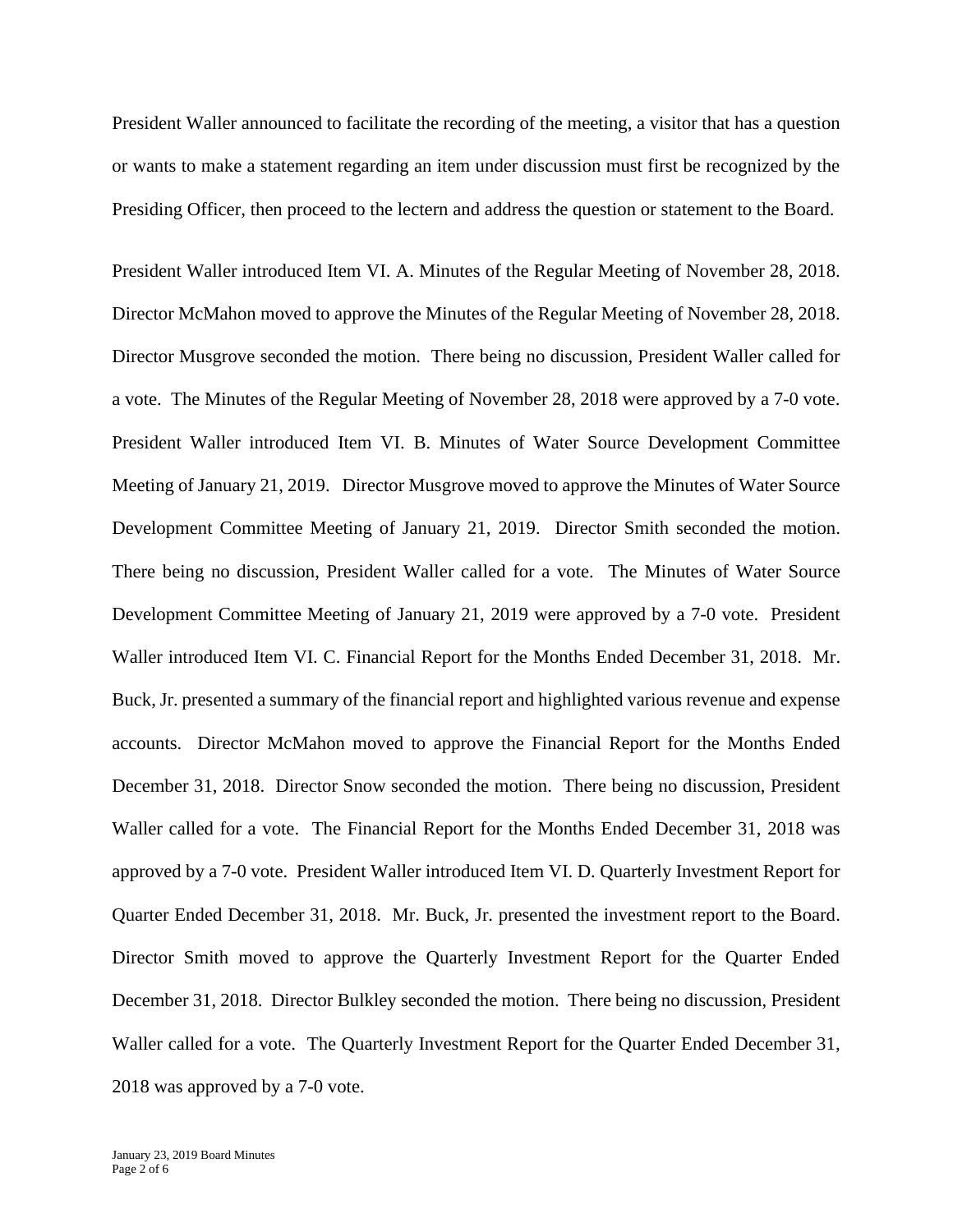President Waller announced to facilitate the recording of the meeting, a visitor that has a question or wants to make a statement regarding an item under discussion must first be recognized by the Presiding Officer, then proceed to the lectern and address the question or statement to the Board.

President Waller introduced Item VI. A. Minutes of the Regular Meeting of November 28, 2018. Director McMahon moved to approve the Minutes of the Regular Meeting of November 28, 2018. Director Musgrove seconded the motion. There being no discussion, President Waller called for a vote. The Minutes of the Regular Meeting of November 28, 2018 were approved by a 7-0 vote. President Waller introduced Item VI. B. Minutes of Water Source Development Committee Meeting of January 21, 2019. Director Musgrove moved to approve the Minutes of Water Source Development Committee Meeting of January 21, 2019. Director Smith seconded the motion. There being no discussion, President Waller called for a vote. The Minutes of Water Source Development Committee Meeting of January 21, 2019 were approved by a 7-0 vote. President Waller introduced Item VI. C. Financial Report for the Months Ended December 31, 2018. Mr. Buck, Jr. presented a summary of the financial report and highlighted various revenue and expense accounts. Director McMahon moved to approve the Financial Report for the Months Ended December 31, 2018. Director Snow seconded the motion. There being no discussion, President Waller called for a vote. The Financial Report for the Months Ended December 31, 2018 was approved by a 7-0 vote. President Waller introduced Item VI. D. Quarterly Investment Report for Quarter Ended December 31, 2018. Mr. Buck, Jr. presented the investment report to the Board. Director Smith moved to approve the Quarterly Investment Report for the Quarter Ended December 31, 2018. Director Bulkley seconded the motion. There being no discussion, President Waller called for a vote. The Quarterly Investment Report for the Quarter Ended December 31, 2018 was approved by a 7-0 vote.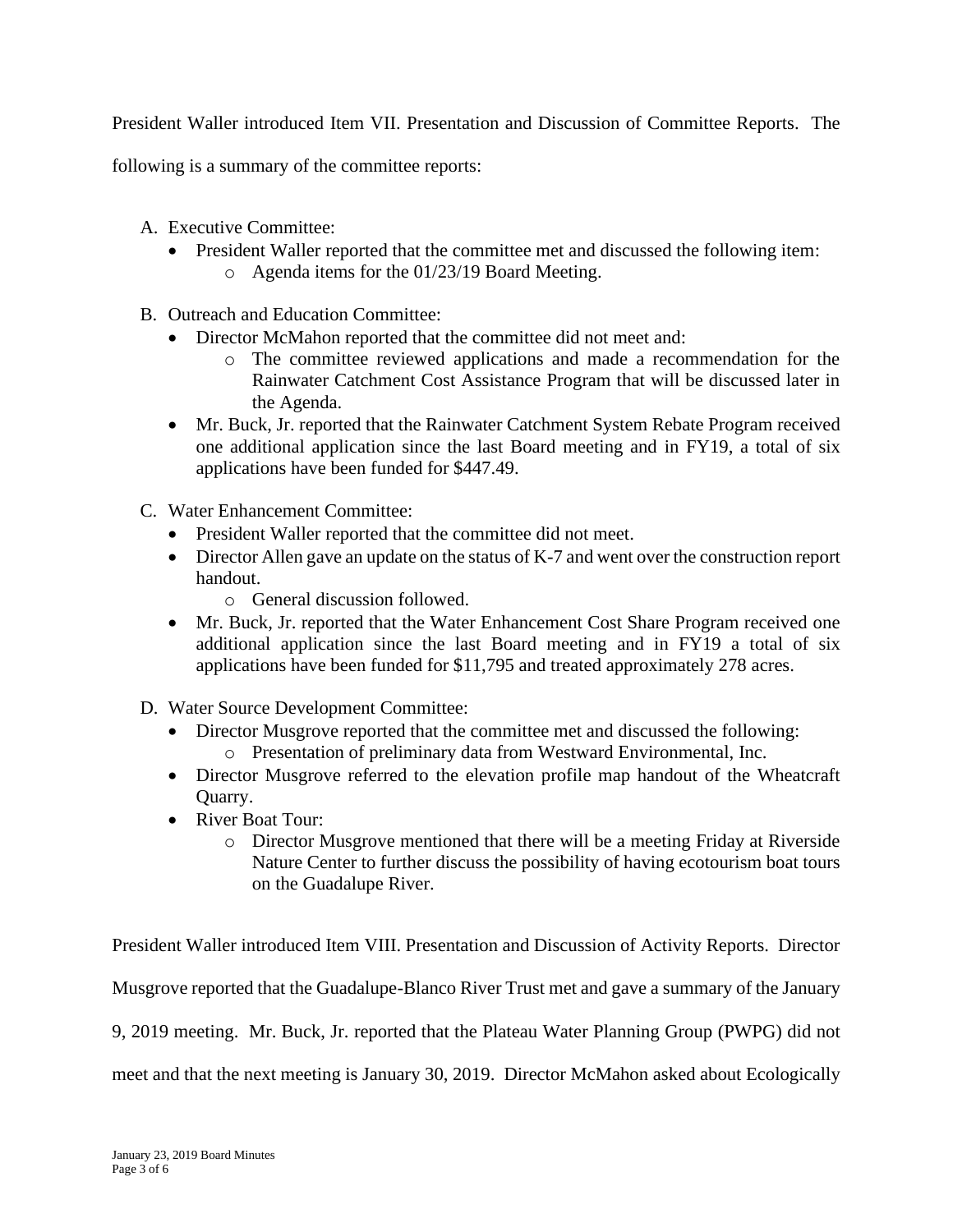President Waller introduced Item VII. Presentation and Discussion of Committee Reports. The following is a summary of the committee reports:

A. Executive Committee:
   - President Waller reported that the committee met and discussed the following item:
     - Agenda items for the 01/23/19 Board Meeting.

B. Outreach and Education Committee:
   - Director McMahon reported that the committee did not meet and:
     - The committee reviewed applications and made a recommendation for the Rainwater Catchment Cost Assistance Program that will be discussed later in the Agenda.
   - Mr. Buck, Jr. reported that the Rainwater Catchment System Rebate Program received one additional application since the last Board meeting and in FY19, a total of six applications have been funded for $447.49.

C. Water Enhancement Committee:
   - President Waller reported that the committee did not meet.
   - Director Allen gave an update on the status of K-7 and went over the construction report handout.
     - General discussion followed.
   - Mr. Buck, Jr. reported that the Water Enhancement Cost Share Program received one additional application since the last Board meeting and in FY19 a total of six applications have been funded for $11,795 and treated approximately 278 acres.

D. Water Source Development Committee:
   - Director Musgrove reported that the committee met and discussed the following:
     - Presentation of preliminary data from Westward Environmental, Inc.
   - Director Musgrove referred to the elevation profile map handout of the Wheatcraft Quarry.
   - River Boat Tour:
     - Director Musgrove mentioned that there will be a meeting Friday at Riverside Nature Center to further discuss the possibility of having ecotourism boat tours on the Guadalupe River.

President Waller introduced Item VIII. Presentation and Discussion of Activity Reports. Director Musgrove reported that the Guadalupe-Blanco River Trust met and gave a summary of the January 9, 2019 meeting. Mr. Buck, Jr. reported that the Plateau Water Planning Group (PWPG) did not meet and that the next meeting is January 30, 2019. Director McMahon asked about Ecologically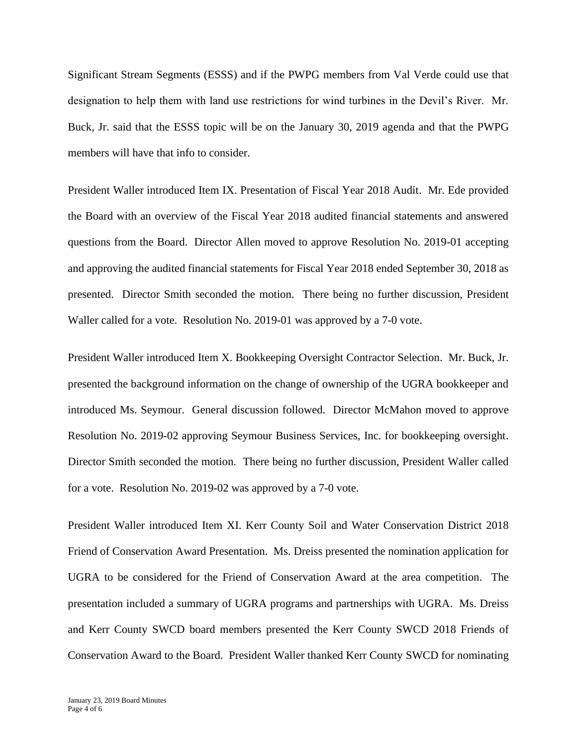Significant Stream Segments (ESSS) and if the PWPG members from Val Verde could use that designation to help them with land use restrictions for wind turbines in the Devil's River. Mr. Buck, Jr. said that the ESSS topic will be on the January 30, 2019 agenda and that the PWPG members will have that info to consider.

President Waller introduced Item IX. Presentation of Fiscal Year 2018 Audit. Mr. Ede provided the Board with an overview of the Fiscal Year 2018 audited financial statements and answered questions from the Board. Director Allen moved to approve Resolution No. 2019-01 accepting and approving the audited financial statements for Fiscal Year 2018 ended September 30, 2018 as presented. Director Smith seconded the motion. There being no further discussion, President Waller called for a vote. Resolution No. 2019-01 was approved by a 7-0 vote.

President Waller introduced Item X. Bookkeeping Oversight Contractor Selection. Mr. Buck, Jr. presented the background information on the change of ownership of the UGRA bookkeeper and introduced Ms. Seymour. General discussion followed. Director McMahon moved to approve Resolution No. 2019-02 approving Seymour Business Services, Inc. for bookkeeping oversight. Director Smith seconded the motion. There being no further discussion, President Waller called for a vote. Resolution No. 2019-02 was approved by a 7-0 vote.

President Waller introduced Item XI. Kerr County Soil and Water Conservation District 2018 Friend of Conservation Award Presentation. Ms. Dreiss presented the nomination application for UGRA to be considered for the Friend of Conservation Award at the area competition. The presentation included a summary of UGRA programs and partnerships with UGRA. Ms. Dreiss and Kerr County SWCD board members presented the Kerr County SWCD 2018 Friends of Conservation Award to the Board. President Waller thanked Kerr County SWCD for nominating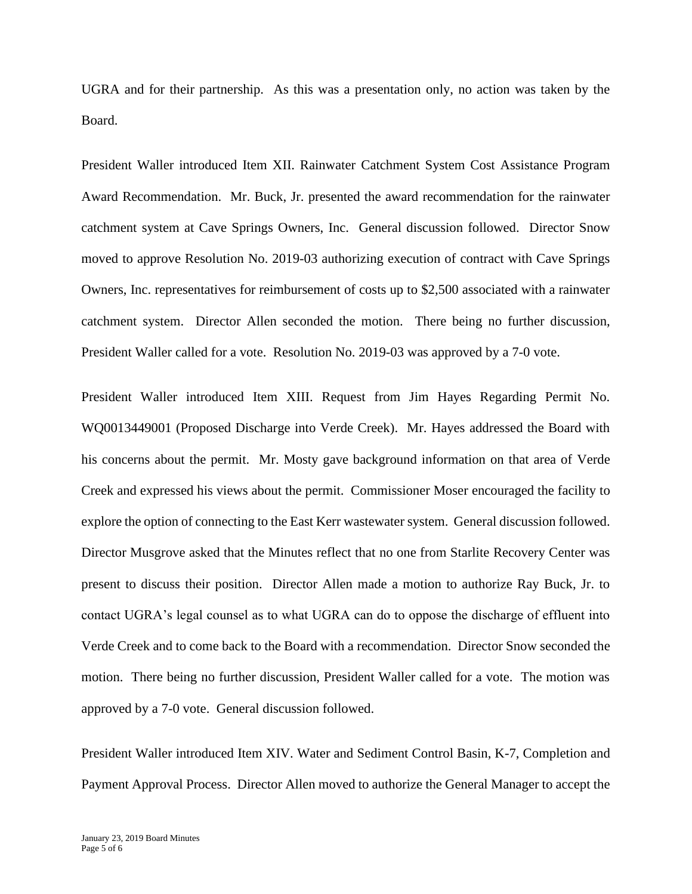UGRA and for their partnership. As this was a presentation only, no action was taken by the Board.

President Waller introduced Item XII. Rainwater Catchment System Cost Assistance Program Award Recommendation. Mr. Buck, Jr. presented the award recommendation for the rainwater catchment system at Cave Springs Owners, Inc. General discussion followed. Director Snow moved to approve Resolution No. 2019-03 authorizing execution of contract with Cave Springs Owners, Inc. representatives for reimbursement of costs up to $2,500 associated with a rainwater catchment system. Director Allen seconded the motion. There being no further discussion, President Waller called for a vote. Resolution No. 2019-03 was approved by a 7-0 vote.

President Waller introduced Item XIII. Request from Jim Hayes Regarding Permit No. WQ0013449001 (Proposed Discharge into Verde Creek). Mr. Hayes addressed the Board with his concerns about the permit. Mr. Mosty gave background information on that area of Verde Creek and expressed his views about the permit. Commissioner Moser encouraged the facility to explore the option of connecting to the East Kerr wastewater system. General discussion followed. Director Musgrove asked that the Minutes reflect that no one from Starlite Recovery Center was present to discuss their position. Director Allen made a motion to authorize Ray Buck, Jr. to contact UGRA's legal counsel as to what UGRA can do to oppose the discharge of effluent into Verde Creek and to come back to the Board with a recommendation. Director Snow seconded the motion. There being no further discussion, President Waller called for a vote. The motion was approved by a 7-0 vote. General discussion followed.

President Waller introduced Item XIV. Water and Sediment Control Basin, K-7, Completion and Payment Approval Process. Director Allen moved to authorize the General Manager to accept the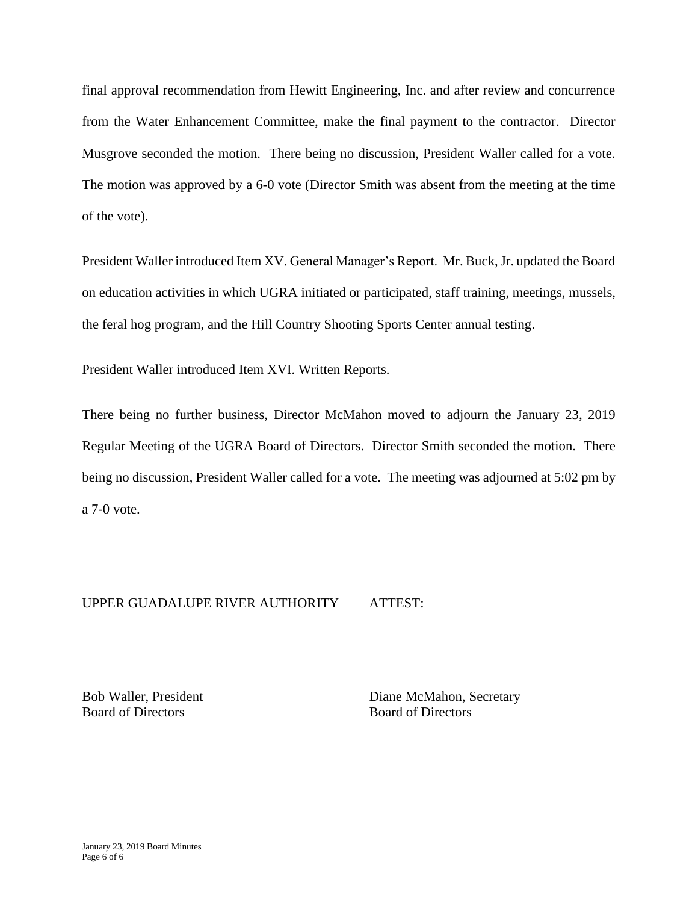final approval recommendation from Hewitt Engineering, Inc. and after review and concurrence from the Water Enhancement Committee, make the final payment to the contractor. Director Musgrove seconded the motion. There being no discussion, President Waller called for a vote. The motion was approved by a 6-0 vote (Director Smith was absent from the meeting at the time of the vote).

President Waller introduced Item XV. General Manager's Report. Mr. Buck, Jr. updated the Board on education activities in which UGRA initiated or participated, staff training, meetings, mussels, the feral hog program, and the Hill Country Shooting Sports Center annual testing.

President Waller introduced Item XVI. Written Reports.

There being no further business, Director McMahon moved to adjourn the January 23, 2019 Regular Meeting of the UGRA Board of Directors. Director Smith seconded the motion. There being no discussion, President Waller called for a vote. The meeting was adjourned at 5:02 pm by a 7-0 vote.

UPPER GUADALUPE RIVER AUTHORITY

ATTEST:

Bob Waller, President
Board of Directors

Diane McMahon, Secretary
Board of Directors